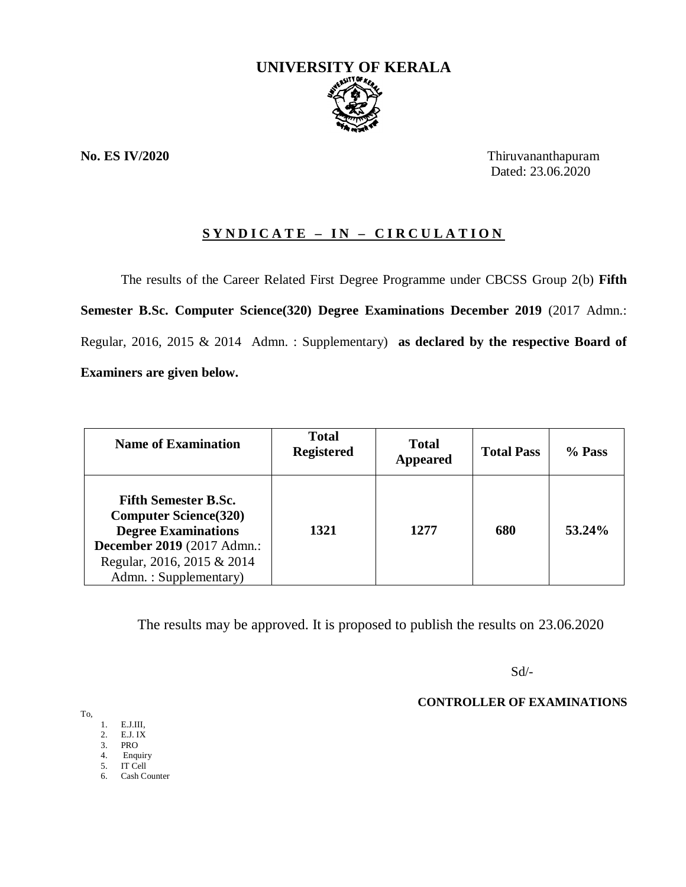# UNIVERSITY OF KERALA

**No. ES IV/2020**

Thiruvananthapuram
Dated: 23.06.2020

## SYNDICATE – IN – CIRCULATION

The results of the Career Related First Degree Programme under CBCSS Group 2(b) **Fifth Semester B.Sc. Computer Science(320) Degree Examinations December 2019** (2017 Admn.: Regular, 2016, 2015 & 2014 Admn. : Supplementary) **as declared by the respective Board of Examiners are given below.**

| Name of Examination | Total Registered | Total Appeared | Total Pass | % Pass |
|---|---|---|---|---|
| **Fifth Semester B.Sc. Computer Science(320) Degree Examinations December 2019** (2017 Admn.: Regular, 2016, 2015 & 2014 Admn. : Supplementary) | **1321** | **1277** | **680** | **53.24%** |

The results may be approved. It is proposed to publish the results on 23.06.2020

Sd/-

**CONTROLLER OF EXAMINATIONS**

To,

1. E.J.III,
2. E.J. IX
3. PRO
4. Enquiry
5. IT Cell
6. Cash Counter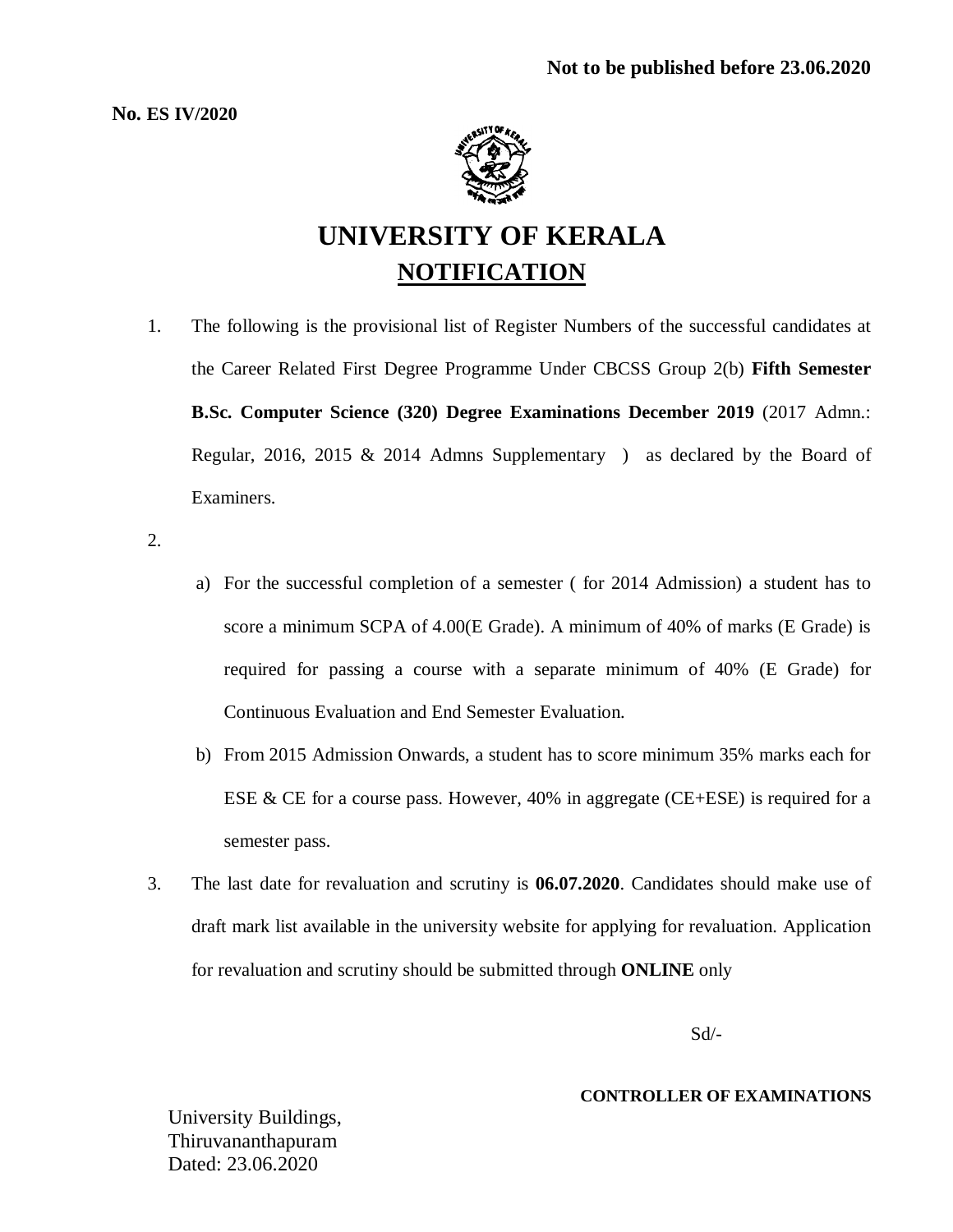**Not to be published before 23.06.2020**

**No. ES IV/2020**

# UNIVERSITY OF KERALA

## NOTIFICATION

1. The following is the provisional list of Register Numbers of the successful candidates at the Career Related First Degree Programme Under CBCSS Group 2(b) **Fifth Semester B.Sc. Computer Science (320) Degree Examinations December 2019** (2017 Admn.: Regular, 2016, 2015 & 2014 Admns Supplementary ) as declared by the Board of Examiners.

2.
   a) For the successful completion of a semester ( for 2014 Admission) a student has to score a minimum SCPA of 4.00(E Grade). A minimum of 40% of marks (E Grade) is required for passing a course with a separate minimum of 40% (E Grade) for Continuous Evaluation and End Semester Evaluation.

   b) From 2015 Admission Onwards, a student has to score minimum 35% marks each for ESE & CE for a course pass. However, 40% in aggregate (CE+ESE) is required for a semester pass.

3. The last date for revaluation and scrutiny is **06.07.2020**. Candidates should make use of draft mark list available in the university website for applying for revaluation. Application for revaluation and scrutiny should be submitted through **ONLINE** only

Sd/-

**CONTROLLER OF EXAMINATIONS**

University Buildings,
Thiruvananthapuram
Dated: 23.06.2020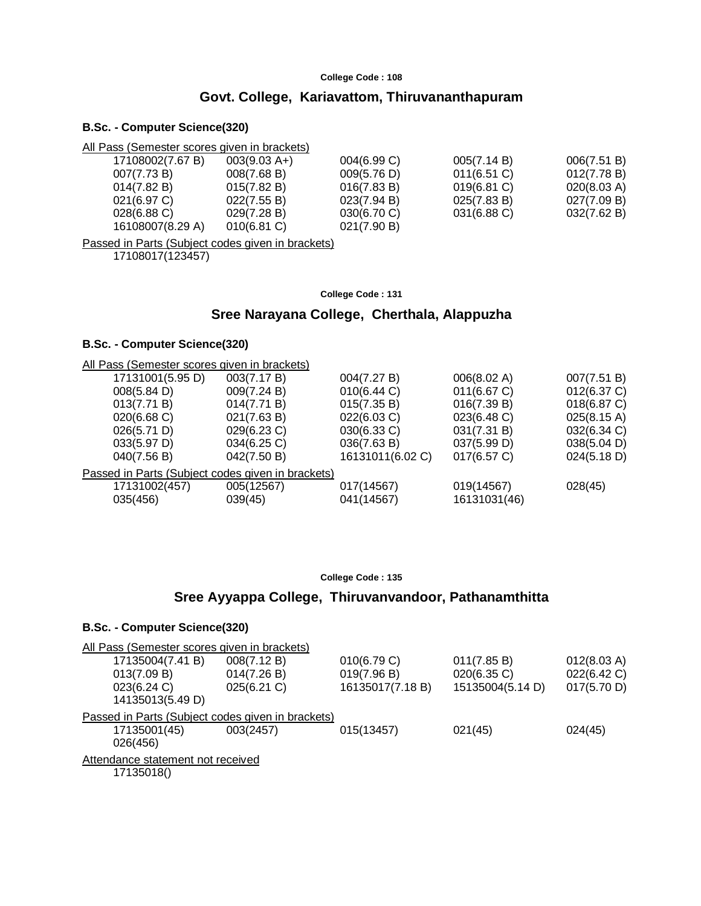College Code : 108

## Govt. College, Kariavattom, Thiruvananthapuram

### B.Sc. - Computer Science(320)

All Pass (Semester scores given in brackets)

| | | | | |
|---|---|---|---|---|
| 17108002(7.67 B) | 003(9.03 A+) | 004(6.99 C) | 005(7.14 B) | 006(7.51 B) |
| 007(7.73 B) | 008(7.68 B) | 009(5.76 D) | 011(6.51 C) | 012(7.78 B) |
| 014(7.82 B) | 015(7.82 B) | 016(7.83 B) | 019(6.81 C) | 020(8.03 A) |
| 021(6.97 C) | 022(7.55 B) | 023(7.94 B) | 025(7.83 B) | 027(7.09 B) |
| 028(6.88 C) | 029(7.28 B) | 030(6.70 C) | 031(6.88 C) | 032(7.62 B) |
| 16108007(8.29 A) | 010(6.81 C) | 021(7.90 B) | | |

Passed in Parts (Subject codes given in brackets)

17108017(123457)

College Code : 131

## Sree Narayana College, Cherthala, Alappuzha

### B.Sc. - Computer Science(320)

All Pass (Semester scores given in brackets)

| | | | | |
|---|---|---|---|---|
| 17131001(5.95 D) | 003(7.17 B) | 004(7.27 B) | 006(8.02 A) | 007(7.51 B) |
| 008(5.84 D) | 009(7.24 B) | 010(6.44 C) | 011(6.67 C) | 012(6.37 C) |
| 013(7.71 B) | 014(7.71 B) | 015(7.35 B) | 016(7.39 B) | 018(6.87 C) |
| 020(6.68 C) | 021(7.63 B) | 022(6.03 C) | 023(6.48 C) | 025(8.15 A) |
| 026(5.71 D) | 029(6.23 C) | 030(6.33 C) | 031(7.31 B) | 032(6.34 C) |
| 033(5.97 D) | 034(6.25 C) | 036(7.63 B) | 037(5.99 D) | 038(5.04 D) |
| 040(7.56 B) | 042(7.50 B) | 16131011(6.02 C) | 017(6.57 C) | 024(5.18 D) |

Passed in Parts (Subject codes given in brackets)

| | | | | |
|---|---|---|---|---|
| 17131002(457) | 005(12567) | 017(14567) | 019(14567) | 028(45) |
| 035(456) | 039(45) | 041(14567) | 16131031(46) | |

College Code : 135

## Sree Ayyappa College, Thiruvanvandoor, Pathanamthitta

### B.Sc. - Computer Science(320)

All Pass (Semester scores given in brackets)

| | | | | |
|---|---|---|---|---|
| 17135004(7.41 B) | 008(7.12 B) | 010(6.79 C) | 011(7.85 B) | 012(8.03 A) |
| 013(7.09 B) | 014(7.26 B) | 019(7.96 B) | 020(6.35 C) | 022(6.42 C) |
| 023(6.24 C) | 025(6.21 C) | 16135017(7.18 B) | 15135004(5.14 D) | 017(5.70 D) |
| 14135013(5.49 D) | | | | |

Passed in Parts (Subject codes given in brackets)

| | | | | |
|---|---|---|---|---|
| 17135001(45) | 003(2457) | 015(13457) | 021(45) | 024(45) |
| 026(456) | | | | |

Attendance statement not received

17135018()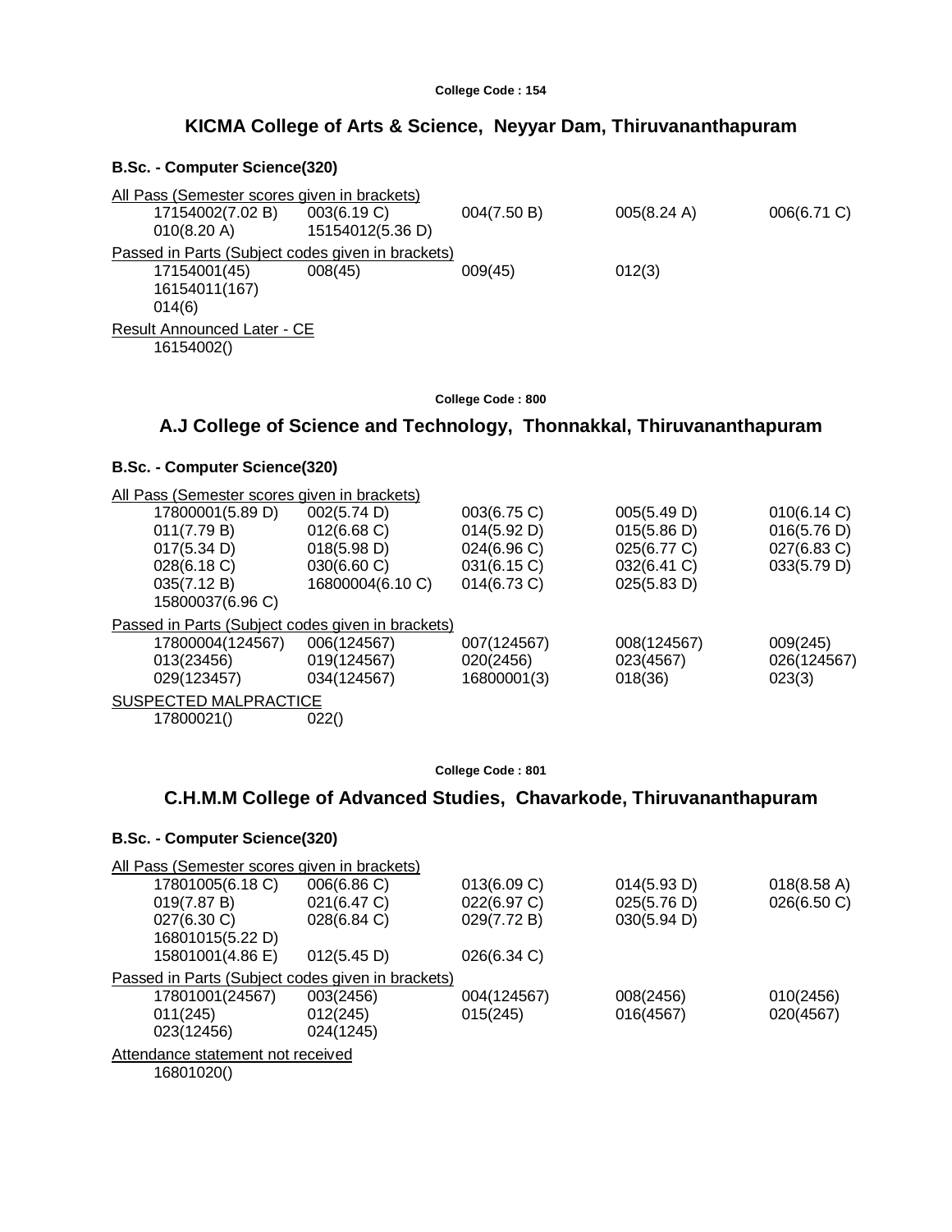College Code : 154

## KICMA College of Arts & Science, Neyyar Dam, Thiruvananthapuram

### B.Sc. - Computer Science(320)

All Pass (Semester scores given in brackets)

| | | | | |
|---|---|---|---|---|
| 17154002(7.02 B) | 003(6.19 C) | 004(7.50 B) | 005(8.24 A) | 006(6.71 C) |
| 010(8.20 A) | 15154012(5.36 D) | | | |

Passed in Parts (Subject codes given in brackets)

| | | | | |
|---|---|---|---|---|
| 17154001(45) | 008(45) | 009(45) | 012(3) | |
| 16154011(167) | | | | |
| 014(6) | | | | |

Result Announced Later - CE

16154002()

College Code : 800

## A.J College of Science and Technology, Thonnakkal, Thiruvananthapuram

### B.Sc. - Computer Science(320)

All Pass (Semester scores given in brackets)

| | | | | |
|---|---|---|---|---|
| 17800001(5.89 D) | 002(5.74 D) | 003(6.75 C) | 005(5.49 D) | 010(6.14 C) |
| 011(7.79 B) | 012(6.68 C) | 014(5.92 D) | 015(5.86 D) | 016(5.76 D) |
| 017(5.34 D) | 018(5.98 D) | 024(6.96 C) | 025(6.77 C) | 027(6.83 C) |
| 028(6.18 C) | 030(6.60 C) | 031(6.15 C) | 032(6.41 C) | 033(5.79 D) |
| 035(7.12 B) | 16800004(6.10 C) | 014(6.73 C) | 025(5.83 D) | |
| 15800037(6.96 C) | | | | |

Passed in Parts (Subject codes given in brackets)

| | | | | |
|---|---|---|---|---|
| 17800004(124567) | 006(124567) | 007(124567) | 008(124567) | 009(245) |
| 013(23456) | 019(124567) | 020(2456) | 023(4567) | 026(124567) |
| 029(123457) | 034(124567) | 16800001(3) | 018(36) | 023(3) |

SUSPECTED MALPRACTICE

| | |
|---|---|
| 17800021() | 022() |

College Code : 801

## C.H.M.M College of Advanced Studies, Chavarkode, Thiruvananthapuram

### B.Sc. - Computer Science(320)

All Pass (Semester scores given in brackets)

| | | | | |
|---|---|---|---|---|
| 17801005(6.18 C) | 006(6.86 C) | 013(6.09 C) | 014(5.93 D) | 018(8.58 A) |
| 019(7.87 B) | 021(6.47 C) | 022(6.97 C) | 025(5.76 D) | 026(6.50 C) |
| 027(6.30 C) | 028(6.84 C) | 029(7.72 B) | 030(5.94 D) | |
| 16801015(5.22 D) | | | | |
| 15801001(4.86 E) | 012(5.45 D) | 026(6.34 C) | | |

Passed in Parts (Subject codes given in brackets)

| | | | | |
|---|---|---|---|---|
| 17801001(24567) | 003(2456) | 004(124567) | 008(2456) | 010(2456) |
| 011(245) | 012(245) | 015(245) | 016(4567) | 020(4567) |
| 023(12456) | 024(1245) | | | |

Attendance statement not received

16801020()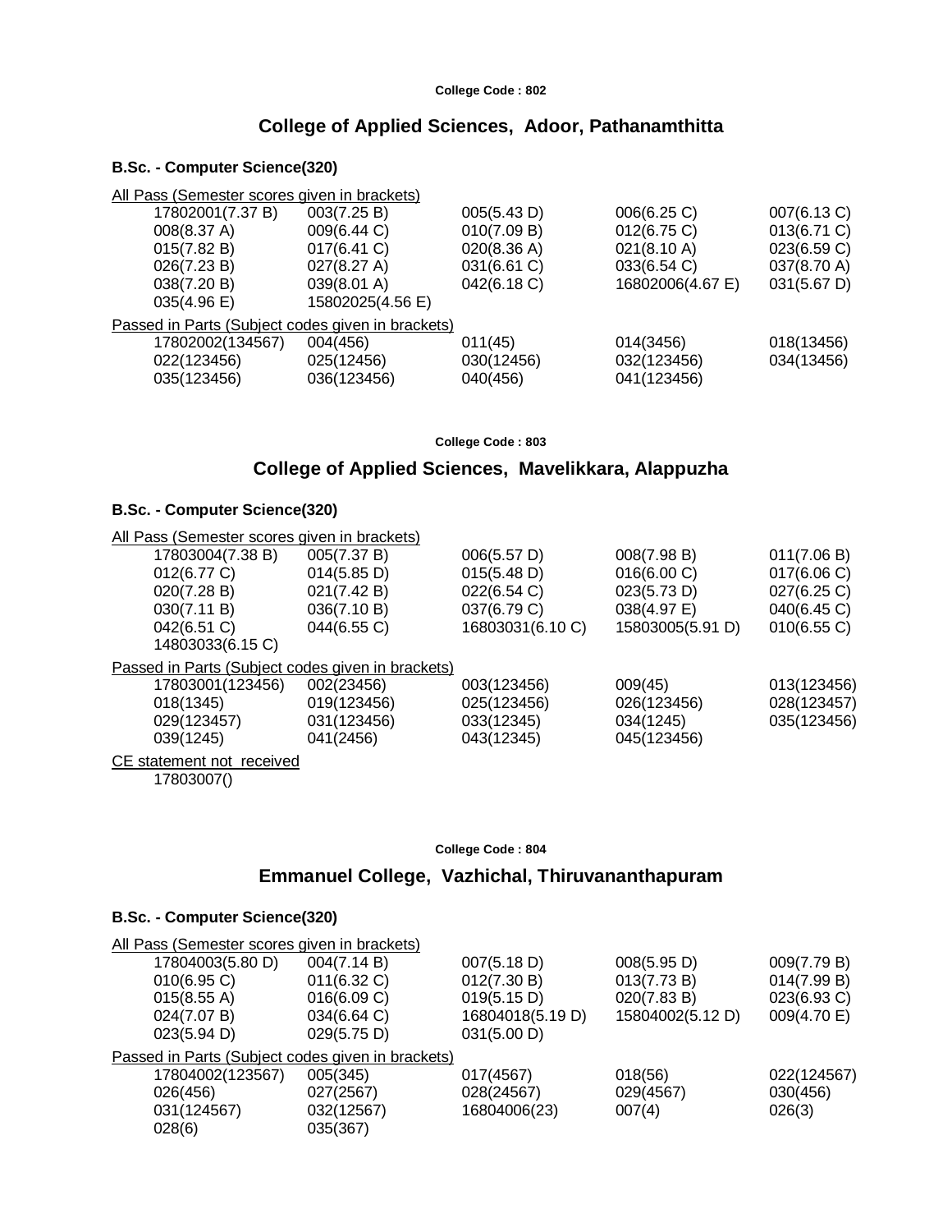College Code : 802

## College of Applied Sciences, Adoor, Pathanamthitta

### B.Sc. - Computer Science(320)

All Pass (Semester scores given in brackets)

| | | | | |
|---|---|---|---|---|
| 17802001(7.37 B) | 003(7.25 B) | 005(5.43 D) | 006(6.25 C) | 007(6.13 C) |
| 008(8.37 A) | 009(6.44 C) | 010(7.09 B) | 012(6.75 C) | 013(6.71 C) |
| 015(7.82 B) | 017(6.41 C) | 020(8.36 A) | 021(8.10 A) | 023(6.59 C) |
| 026(7.23 B) | 027(8.27 A) | 031(6.61 C) | 033(6.54 C) | 037(8.70 A) |
| 038(7.20 B) | 039(8.01 A) | 042(6.18 C) | 16802006(4.67 E) | 031(5.67 D) |
| 035(4.96 E) | 15802025(4.56 E) | | | |

Passed in Parts (Subject codes given in brackets)

| | | | | |
|---|---|---|---|---|
| 17802002(134567) | 004(456) | 011(45) | 014(3456) | 018(13456) |
| 022(123456) | 025(12456) | 030(12456) | 032(123456) | 034(13456) |
| 035(123456) | 036(123456) | 040(456) | 041(123456) | |

College Code : 803

## College of Applied Sciences, Mavelikkara, Alappuzha

### B.Sc. - Computer Science(320)

All Pass (Semester scores given in brackets)

| | | | | |
|---|---|---|---|---|
| 17803004(7.38 B) | 005(7.37 B) | 006(5.57 D) | 008(7.98 B) | 011(7.06 B) |
| 012(6.77 C) | 014(5.85 D) | 015(5.48 D) | 016(6.00 C) | 017(6.06 C) |
| 020(7.28 B) | 021(7.42 B) | 022(6.54 C) | 023(5.73 D) | 027(6.25 C) |
| 030(7.11 B) | 036(7.10 B) | 037(6.79 C) | 038(4.97 E) | 040(6.45 C) |
| 042(6.51 C) | 044(6.55 C) | 16803031(6.10 C) | 15803005(5.91 D) | 010(6.55 C) |
| 14803033(6.15 C) | | | | |

Passed in Parts (Subject codes given in brackets)

| | | | | |
|---|---|---|---|---|
| 17803001(123456) | 002(23456) | 003(123456) | 009(45) | 013(123456) |
| 018(1345) | 019(123456) | 025(123456) | 026(123456) | 028(123457) |
| 029(123457) | 031(123456) | 033(12345) | 034(1245) | 035(123456) |
| 039(1245) | 041(2456) | 043(12345) | 045(123456) | |

CE statement not received

17803007()

College Code : 804

## Emmanuel College, Vazhichal, Thiruvananthapuram

### B.Sc. - Computer Science(320)

All Pass (Semester scores given in brackets)

| | | | | |
|---|---|---|---|---|
| 17804003(5.80 D) | 004(7.14 B) | 007(5.18 D) | 008(5.95 D) | 009(7.79 B) |
| 010(6.95 C) | 011(6.32 C) | 012(7.30 B) | 013(7.73 B) | 014(7.99 B) |
| 015(8.55 A) | 016(6.09 C) | 019(5.15 D) | 020(7.83 B) | 023(6.93 C) |
| 024(7.07 B) | 034(6.64 C) | 16804018(5.19 D) | 15804002(5.12 D) | 009(4.70 E) |
| 023(5.94 D) | 029(5.75 D) | 031(5.00 D) | | |

Passed in Parts (Subject codes given in brackets)

| | | | | |
|---|---|---|---|---|
| 17804002(123567) | 005(345) | 017(4567) | 018(56) | 022(124567) |
| 026(456) | 027(2567) | 028(24567) | 029(4567) | 030(456) |
| 031(124567) | 032(12567) | 16804006(23) | 007(4) | 026(3) |
| 028(6) | 035(367) | | | |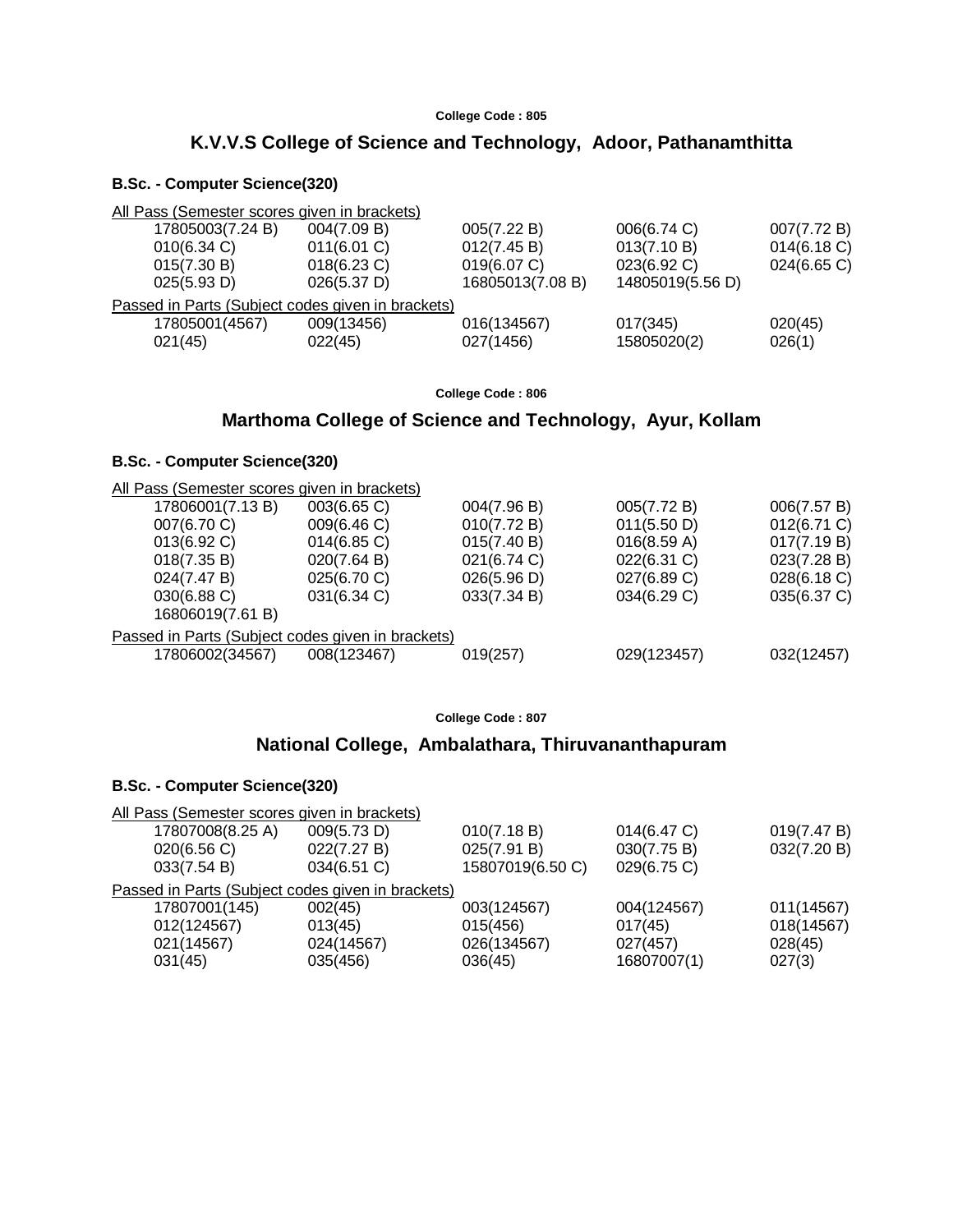**College Code : 805**

## K.V.V.S College of Science and Technology, Adoor, Pathanamthitta

### B.Sc. - Computer Science(320)

All Pass (Semester scores given in brackets)

| | | | | |
|---|---|---|---|---|
| 17805003(7.24 B) | 004(7.09 B) | 005(7.22 B) | 006(6.74 C) | 007(7.72 B) |
| 010(6.34 C) | 011(6.01 C) | 012(7.45 B) | 013(7.10 B) | 014(6.18 C) |
| 015(7.30 B) | 018(6.23 C) | 019(6.07 C) | 023(6.92 C) | 024(6.65 C) |
| 025(5.93 D) | 026(5.37 D) | 16805013(7.08 B) | 14805019(5.56 D) | |

Passed in Parts (Subject codes given in brackets)

| | | | | |
|---|---|---|---|---|
| 17805001(4567) | 009(13456) | 016(134567) | 017(345) | 020(45) |
| 021(45) | 022(45) | 027(1456) | 15805020(2) | 026(1) |

**College Code : 806**

## Marthoma College of Science and Technology, Ayur, Kollam

### B.Sc. - Computer Science(320)

All Pass (Semester scores given in brackets)

| | | | | |
|---|---|---|---|---|
| 17806001(7.13 B) | 003(6.65 C) | 004(7.96 B) | 005(7.72 B) | 006(7.57 B) |
| 007(6.70 C) | 009(6.46 C) | 010(7.72 B) | 011(5.50 D) | 012(6.71 C) |
| 013(6.92 C) | 014(6.85 C) | 015(7.40 B) | 016(8.59 A) | 017(7.19 B) |
| 018(7.35 B) | 020(7.64 B) | 021(6.74 C) | 022(6.31 C) | 023(7.28 B) |
| 024(7.47 B) | 025(6.70 C) | 026(5.96 D) | 027(6.89 C) | 028(6.18 C) |
| 030(6.88 C) | 031(6.34 C) | 033(7.34 B) | 034(6.29 C) | 035(6.37 C) |
| 16806019(7.61 B) | | | | |

Passed in Parts (Subject codes given in brackets)

| | | | | |
|---|---|---|---|---|
| 17806002(34567) | 008(123467) | 019(257) | 029(123457) | 032(12457) |

**College Code : 807**

## National College, Ambalathara, Thiruvananthapuram

### B.Sc. - Computer Science(320)

All Pass (Semester scores given in brackets)

| | | | | |
|---|---|---|---|---|
| 17807008(8.25 A) | 009(5.73 D) | 010(7.18 B) | 014(6.47 C) | 019(7.47 B) |
| 020(6.56 C) | 022(7.27 B) | 025(7.91 B) | 030(7.75 B) | 032(7.20 B) |
| 033(7.54 B) | 034(6.51 C) | 15807019(6.50 C) | 029(6.75 C) | |

Passed in Parts (Subject codes given in brackets)

| | | | | |
|---|---|---|---|---|
| 17807001(145) | 002(45) | 003(124567) | 004(124567) | 011(14567) |
| 012(124567) | 013(45) | 015(456) | 017(45) | 018(14567) |
| 021(14567) | 024(14567) | 026(134567) | 027(457) | 028(45) |
| 031(45) | 035(456) | 036(45) | 16807007(1) | 027(3) |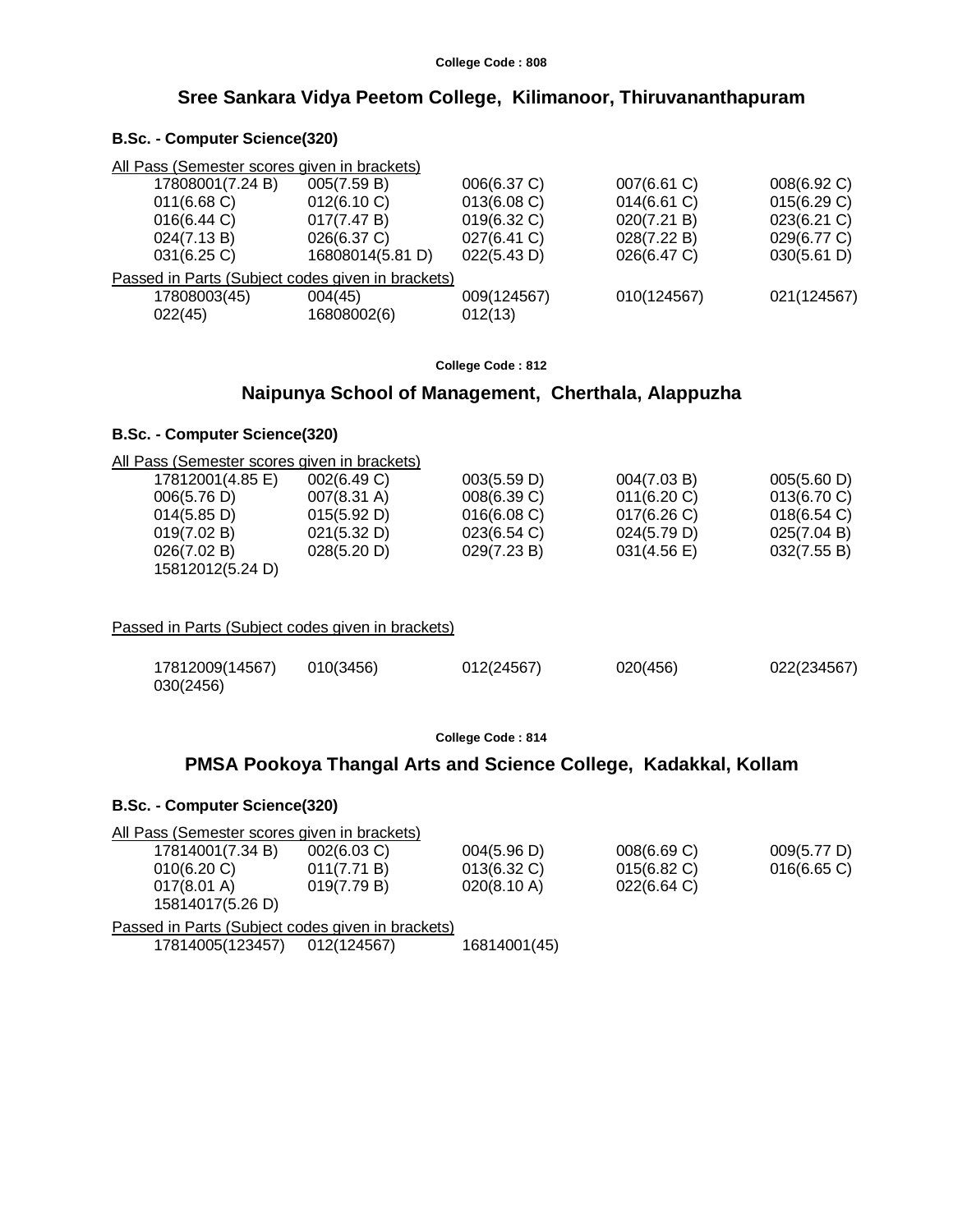College Code : 808

## Sree Sankara Vidya Peetom College, Kilimanoor, Thiruvananthapuram

### B.Sc. - Computer Science(320)

All Pass (Semester scores given in brackets)

| | | | | |
|---|---|---|---|---|
| 17808001(7.24 B) | 005(7.59 B) | 006(6.37 C) | 007(6.61 C) | 008(6.92 C) |
| 011(6.68 C) | 012(6.10 C) | 013(6.08 C) | 014(6.61 C) | 015(6.29 C) |
| 016(6.44 C) | 017(7.47 B) | 019(6.32 C) | 020(7.21 B) | 023(6.21 C) |
| 024(7.13 B) | 026(6.37 C) | 027(6.41 C) | 028(7.22 B) | 029(6.77 C) |
| 031(6.25 C) | 16808014(5.81 D) | 022(5.43 D) | 026(6.47 C) | 030(5.61 D) |

Passed in Parts (Subject codes given in brackets)

| | | | | |
|---|---|---|---|---|
| 17808003(45) | 004(45) | 009(124567) | 010(124567) | 021(124567) |
| 022(45) | 16808002(6) | 012(13) | | |

College Code : 812

## Naipunya School of Management, Cherthala, Alappuzha

### B.Sc. - Computer Science(320)

All Pass (Semester scores given in brackets)

| | | | | |
|---|---|---|---|---|
| 17812001(4.85 E) | 002(6.49 C) | 003(5.59 D) | 004(7.03 B) | 005(5.60 D) |
| 006(5.76 D) | 007(8.31 A) | 008(6.39 C) | 011(6.20 C) | 013(6.70 C) |
| 014(5.85 D) | 015(5.92 D) | 016(6.08 C) | 017(6.26 C) | 018(6.54 C) |
| 019(7.02 B) | 021(5.32 D) | 023(6.54 C) | 024(5.79 D) | 025(7.04 B) |
| 026(7.02 B) | 028(5.20 D) | 029(7.23 B) | 031(4.56 E) | 032(7.55 B) |
| 15812012(5.24 D) | | | | |

Passed in Parts (Subject codes given in brackets)

| | | | | |
|---|---|---|---|---|
| 17812009(14567) | 010(3456) | 012(24567) | 020(456) | 022(234567) |
| 030(2456) | | | | |

College Code : 814

## PMSA Pookoya Thangal Arts and Science College, Kadakkal, Kollam

### B.Sc. - Computer Science(320)

All Pass (Semester scores given in brackets)

| | | | | |
|---|---|---|---|---|
| 17814001(7.34 B) | 002(6.03 C) | 004(5.96 D) | 008(6.69 C) | 009(5.77 D) |
| 010(6.20 C) | 011(7.71 B) | 013(6.32 C) | 015(6.82 C) | 016(6.65 C) |
| 017(8.01 A) | 019(7.79 B) | 020(8.10 A) | 022(6.64 C) | |
| 15814017(5.26 D) | | | | |

Passed in Parts (Subject codes given in brackets)

| | | |
|---|---|---|
| 17814005(123457) | 012(124567) | 16814001(45) |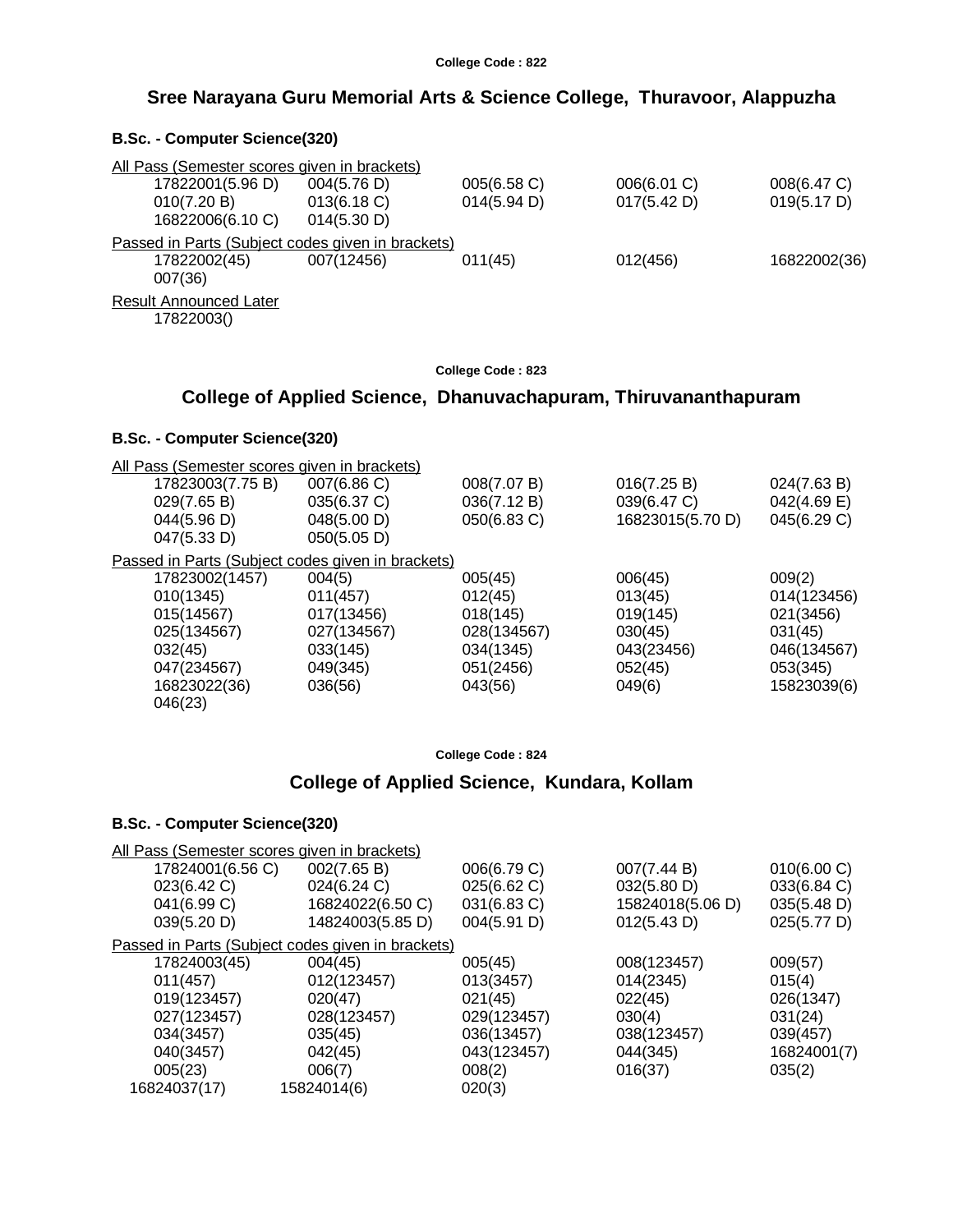College Code : 822

## Sree Narayana Guru Memorial Arts & Science College, Thuravoor, Alappuzha

### B.Sc. - Computer Science(320)

All Pass (Semester scores given in brackets)

17822001(5.96 D) 004(5.76 D) 005(6.58 C) 006(6.01 C) 008(6.47 C)
010(7.20 B) 013(6.18 C) 014(5.94 D) 017(5.42 D) 019(5.17 D)
16822006(6.10 C) 014(5.30 D)

Passed in Parts (Subject codes given in brackets)

17822002(45) 007(12456) 011(45) 012(456) 16822002(36)
007(36)

Result Announced Later

17822003()

College Code : 823

## College of Applied Science, Dhanuvachapuram, Thiruvananthapuram

### B.Sc. - Computer Science(320)

All Pass (Semester scores given in brackets)

17823003(7.75 B) 007(6.86 C) 008(7.07 B) 016(7.25 B) 024(7.63 B)
029(7.65 B) 035(6.37 C) 036(7.12 B) 039(6.47 C) 042(4.69 E)
044(5.96 D) 048(5.00 D) 050(6.83 C) 16823015(5.70 D) 045(6.29 C)
047(5.33 D) 050(5.05 D)

Passed in Parts (Subject codes given in brackets)

17823002(1457) 004(5) 005(45) 006(45) 009(2)
010(1345) 011(457) 012(45) 013(45) 014(123456)
015(14567) 017(13456) 018(145) 019(145) 021(3456)
025(134567) 027(134567) 028(134567) 030(45) 031(45)
032(45) 033(145) 034(1345) 043(23456) 046(134567)
047(234567) 049(345) 051(2456) 052(45) 053(345)
16823022(36) 036(56) 043(56) 049(6) 15823039(6)
046(23)

College Code : 824

## College of Applied Science, Kundara, Kollam

### B.Sc. - Computer Science(320)

All Pass (Semester scores given in brackets)

17824001(6.56 C) 002(7.65 B) 006(6.79 C) 007(7.44 B) 010(6.00 C)
023(6.42 C) 024(6.24 C) 025(6.62 C) 032(5.80 D) 033(6.84 C)
041(6.99 C) 16824022(6.50 C) 031(6.83 C) 15824018(5.06 D) 035(5.48 D)
039(5.20 D) 14824003(5.85 D) 004(5.91 D) 012(5.43 D) 025(5.77 D)

Passed in Parts (Subject codes given in brackets)

17824003(45) 004(45) 005(45) 008(123457) 009(57)
011(457) 012(123457) 013(3457) 014(2345) 015(4)
019(123457) 020(47) 021(45) 022(45) 026(1347)
027(123457) 028(123457) 029(123457) 030(4) 031(24)
034(3457) 035(45) 036(13457) 038(123457) 039(457)
040(3457) 042(45) 043(123457) 044(345) 16824001(7)
005(23) 006(7) 008(2) 016(37) 035(2)
16824037(17) 15824014(6) 020(3)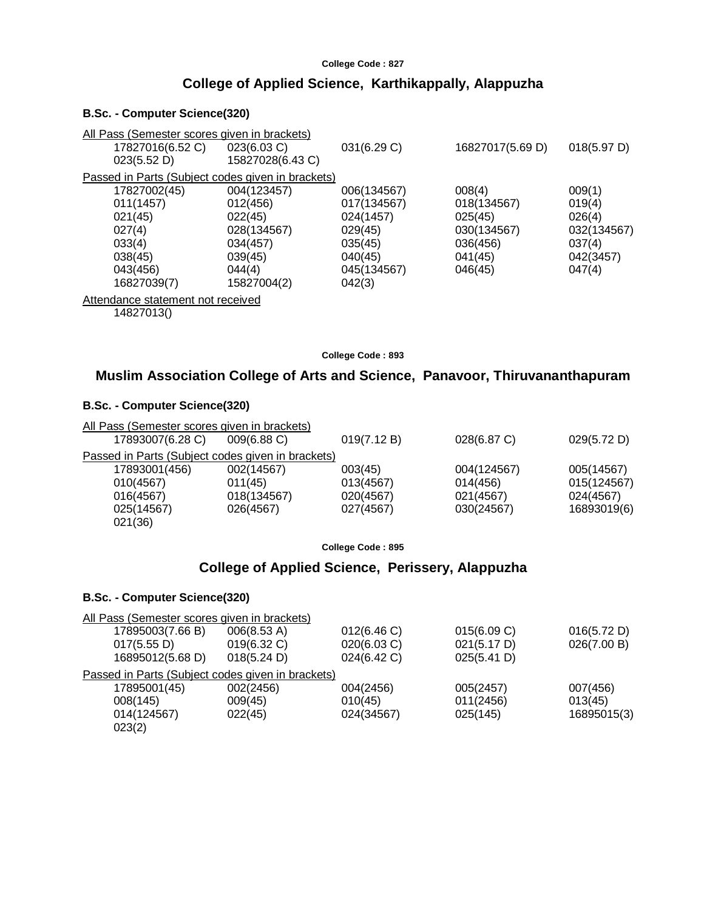College Code : 827

## College of Applied Science, Karthikappally, Alappuzha

### B.Sc. - Computer Science(320)

All Pass (Semester scores given in brackets)

| | | | | |
|---|---|---|---|---|
| 17827016(6.52 C) | 023(6.03 C) | 031(6.29 C) | 16827017(5.69 D) | 018(5.97 D) |
| 023(5.52 D) | 15827028(6.43 C) | | | |

Passed in Parts (Subject codes given in brackets)

| | | | | |
|---|---|---|---|---|
| 17827002(45) | 004(123457) | 006(134567) | 008(4) | 009(1) |
| 011(1457) | 012(456) | 017(134567) | 018(134567) | 019(4) |
| 021(45) | 022(45) | 024(1457) | 025(45) | 026(4) |
| 027(4) | 028(134567) | 029(45) | 030(134567) | 032(134567) |
| 033(4) | 034(457) | 035(45) | 036(456) | 037(4) |
| 038(45) | 039(45) | 040(45) | 041(45) | 042(3457) |
| 043(456) | 044(4) | 045(134567) | 046(45) | 047(4) |
| 16827039(7) | 15827004(2) | 042(3) | | |

Attendance statement not received

14827013()

College Code : 893

## Muslim Association College of Arts and Science, Panavoor, Thiruvananthapuram

### B.Sc. - Computer Science(320)

All Pass (Semester scores given in brackets)

| | | | | |
|---|---|---|---|---|
| 17893007(6.28 C) | 009(6.88 C) | 019(7.12 B) | 028(6.87 C) | 029(5.72 D) |

Passed in Parts (Subject codes given in brackets)

| | | | | |
|---|---|---|---|---|
| 17893001(456) | 002(14567) | 003(45) | 004(124567) | 005(14567) |
| 010(4567) | 011(45) | 013(4567) | 014(456) | 015(124567) |
| 016(4567) | 018(134567) | 020(4567) | 021(4567) | 024(4567) |
| 025(14567) | 026(4567) | 027(4567) | 030(24567) | 16893019(6) |
| 021(36) | | | | |

College Code : 895

## College of Applied Science, Perissery, Alappuzha

### B.Sc. - Computer Science(320)

All Pass (Semester scores given in brackets)

| | | | | |
|---|---|---|---|---|
| 17895003(7.66 B) | 006(8.53 A) | 012(6.46 C) | 015(6.09 C) | 016(5.72 D) |
| 017(5.55 D) | 019(6.32 C) | 020(6.03 C) | 021(5.17 D) | 026(7.00 B) |
| 16895012(5.68 D) | 018(5.24 D) | 024(6.42 C) | 025(5.41 D) | |

Passed in Parts (Subject codes given in brackets)

| | | | | |
|---|---|---|---|---|
| 17895001(45) | 002(2456) | 004(2456) | 005(2457) | 007(456) |
| 008(145) | 009(45) | 010(45) | 011(2456) | 013(45) |
| 014(124567) | 022(45) | 024(34567) | 025(145) | 16895015(3) |
| 023(2) | | | | |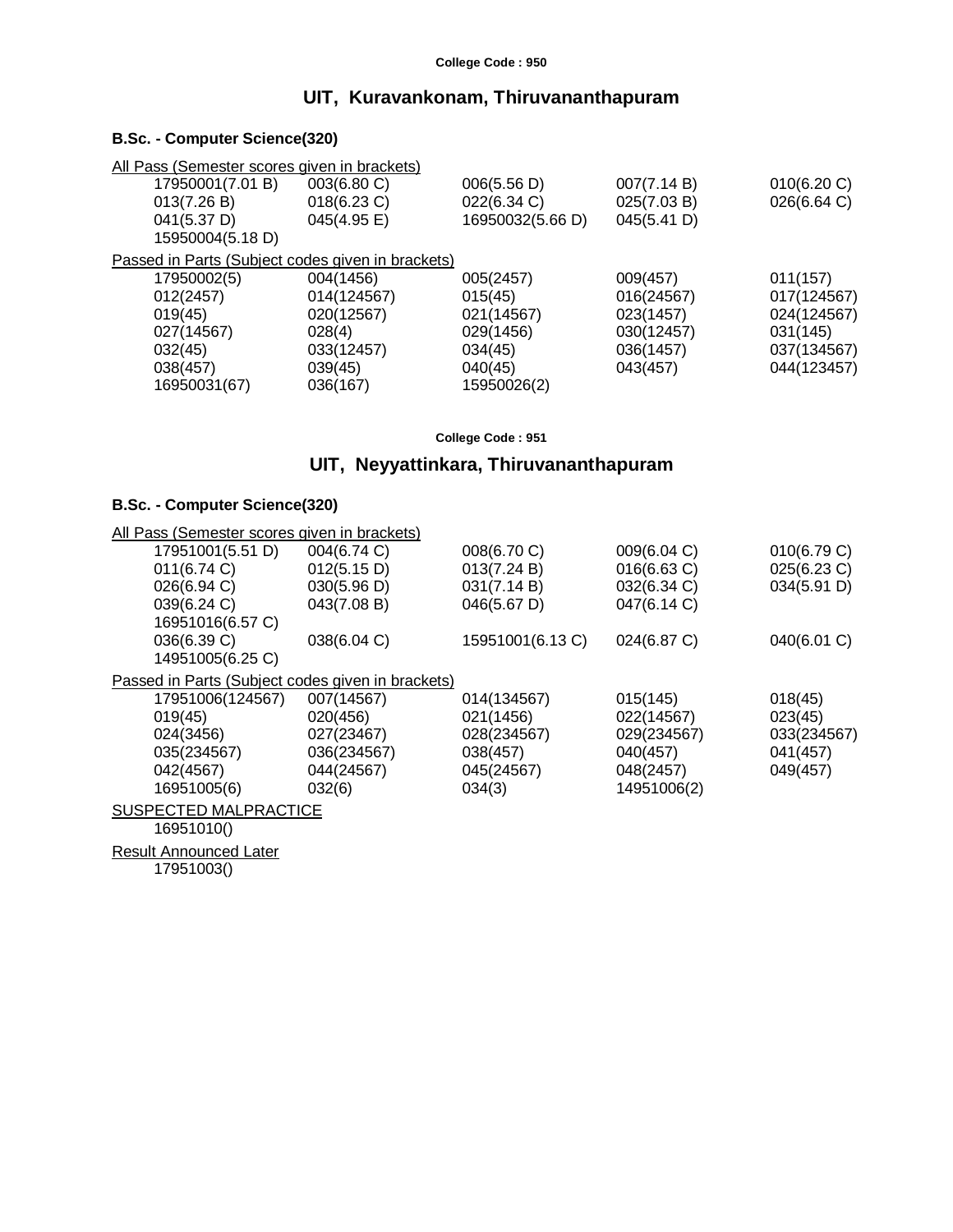College Code : 950

## UIT, Kuravankonam, Thiruvananthapuram

### B.Sc. - Computer Science(320)

All Pass (Semester scores given in brackets)

| | | | | |
|---|---|---|---|---|
| 17950001(7.01 B) | 003(6.80 C) | 006(5.56 D) | 007(7.14 B) | 010(6.20 C) |
| 013(7.26 B) | 018(6.23 C) | 022(6.34 C) | 025(7.03 B) | 026(6.64 C) |
| 041(5.37 D) | 045(4.95 E) | 16950032(5.66 D) | 045(5.41 D) | |
| 15950004(5.18 D) | | | | |

Passed in Parts (Subject codes given in brackets)

| | | | | |
|---|---|---|---|---|
| 17950002(5) | 004(1456) | 005(2457) | 009(457) | 011(157) |
| 012(2457) | 014(124567) | 015(45) | 016(24567) | 017(124567) |
| 019(45) | 020(12567) | 021(14567) | 023(1457) | 024(124567) |
| 027(14567) | 028(4) | 029(1456) | 030(12457) | 031(145) |
| 032(45) | 033(12457) | 034(45) | 036(1457) | 037(134567) |
| 038(457) | 039(45) | 040(45) | 043(457) | 044(123457) |
| 16950031(67) | 036(167) | 15950026(2) | | |

College Code : 951

## UIT, Neyyattinkara, Thiruvananthapuram

### B.Sc. - Computer Science(320)

All Pass (Semester scores given in brackets)

| | | | | |
|---|---|---|---|---|
| 17951001(5.51 D) | 004(6.74 C) | 008(6.70 C) | 009(6.04 C) | 010(6.79 C) |
| 011(6.74 C) | 012(5.15 D) | 013(7.24 B) | 016(6.63 C) | 025(6.23 C) |
| 026(6.94 C) | 030(5.96 D) | 031(7.14 B) | 032(6.34 C) | 034(5.91 D) |
| 039(6.24 C) | 043(7.08 B) | 046(5.67 D) | 047(6.14 C) | |
| 16951016(6.57 C) | | | | |
| 036(6.39 C) | 038(6.04 C) | 15951001(6.13 C) | 024(6.87 C) | 040(6.01 C) |
| 14951005(6.25 C) | | | | |

Passed in Parts (Subject codes given in brackets)

| | | | | |
|---|---|---|---|---|
| 17951006(124567) | 007(14567) | 014(134567) | 015(145) | 018(45) |
| 019(45) | 020(456) | 021(1456) | 022(14567) | 023(45) |
| 024(3456) | 027(23467) | 028(234567) | 029(234567) | 033(234567) |
| 035(234567) | 036(234567) | 038(457) | 040(457) | 041(457) |
| 042(4567) | 044(24567) | 045(24567) | 048(2457) | 049(457) |
| 16951005(6) | 032(6) | 034(3) | 14951006(2) | |

SUSPECTED MALPRACTICE

16951010()

Result Announced Later

17951003()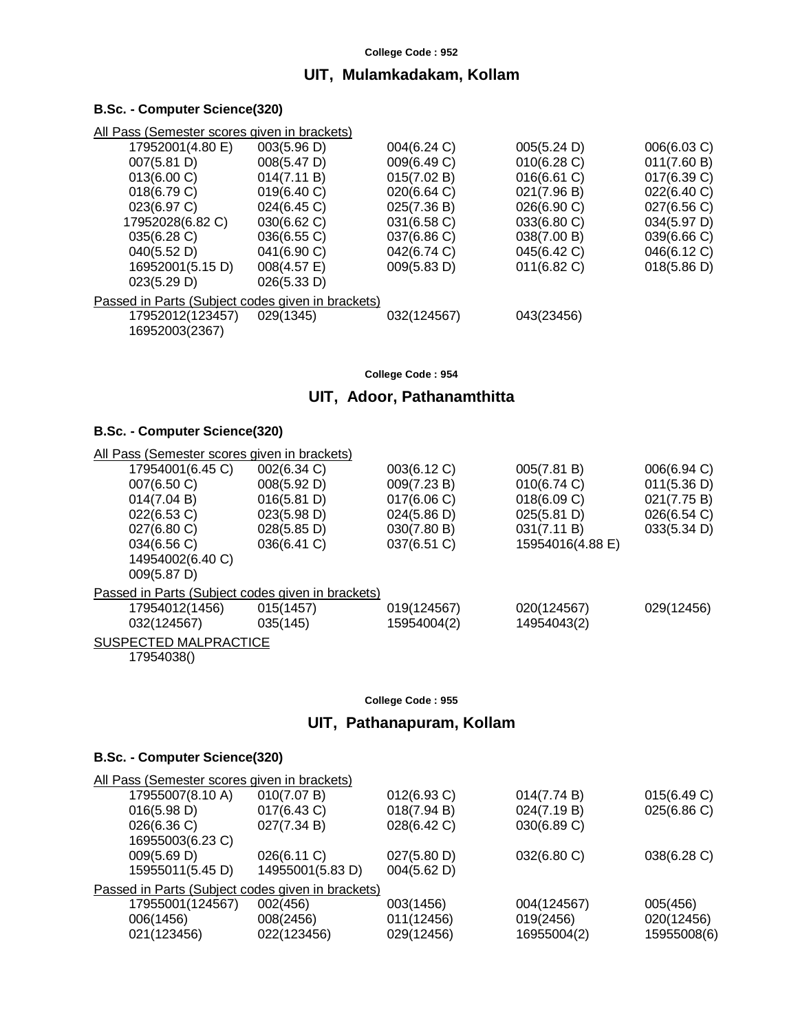College Code : 952

## UIT, Mulamkadakam, Kollam

### B.Sc. - Computer Science(320)

All Pass (Semester scores given in brackets)

| | | | | |
|---|---|---|---|---|
| 17952001(4.80 E) | 003(5.96 D) | 004(6.24 C) | 005(5.24 D) | 006(6.03 C) |
| 007(5.81 D) | 008(5.47 D) | 009(6.49 C) | 010(6.28 C) | 011(7.60 B) |
| 013(6.00 C) | 014(7.11 B) | 015(7.02 B) | 016(6.61 C) | 017(6.39 C) |
| 018(6.79 C) | 019(6.40 C) | 020(6.64 C) | 021(7.96 B) | 022(6.40 C) |
| 023(6.97 C) | 024(6.45 C) | 025(7.36 B) | 026(6.90 C) | 027(6.56 C) |
| 17952028(6.82 C) | 030(6.62 C) | 031(6.58 C) | 033(6.80 C) | 034(5.97 D) |
| 035(6.28 C) | 036(6.55 C) | 037(6.86 C) | 038(7.00 B) | 039(6.66 C) |
| 040(5.52 D) | 041(6.90 C) | 042(6.74 C) | 045(6.42 C) | 046(6.12 C) |
| 16952001(5.15 D) | 008(4.57 E) | 009(5.83 D) | 011(6.82 C) | 018(5.86 D) |
| 023(5.29 D) | 026(5.33 D) | | | |

Passed in Parts (Subject codes given in brackets)

| | | | |
|---|---|---|---|
| 17952012(123457) | 029(1345) | 032(124567) | 043(23456) |
| 16952003(2367) | | | |

College Code : 954

## UIT, Adoor, Pathanamthitta

### B.Sc. - Computer Science(320)

All Pass (Semester scores given in brackets)

| | | | | |
|---|---|---|---|---|
| 17954001(6.45 C) | 002(6.34 C) | 003(6.12 C) | 005(7.81 B) | 006(6.94 C) |
| 007(6.50 C) | 008(5.92 D) | 009(7.23 B) | 010(6.74 C) | 011(5.36 D) |
| 014(7.04 B) | 016(5.81 D) | 017(6.06 C) | 018(6.09 C) | 021(7.75 B) |
| 022(6.53 C) | 023(5.98 D) | 024(5.86 D) | 025(5.81 D) | 026(6.54 C) |
| 027(6.80 C) | 028(5.85 D) | 030(7.80 B) | 031(7.11 B) | 033(5.34 D) |
| 034(6.56 C) | 036(6.41 C) | 037(6.51 C) | 15954016(4.88 E) | |
| 14954002(6.40 C) | | | | |
| 009(5.87 D) | | | | |

Passed in Parts (Subject codes given in brackets)

| | | | | |
|---|---|---|---|---|
| 17954012(1456) | 015(1457) | 019(124567) | 020(124567) | 029(12456) |
| 032(124567) | 035(145) | 15954004(2) | 14954043(2) | |

SUSPECTED MALPRACTICE

17954038()

College Code : 955

## UIT, Pathanapuram, Kollam

### B.Sc. - Computer Science(320)

All Pass (Semester scores given in brackets)

| | | | | |
|---|---|---|---|---|
| 17955007(8.10 A) | 010(7.07 B) | 012(6.93 C) | 014(7.74 B) | 015(6.49 C) |
| 016(5.98 D) | 017(6.43 C) | 018(7.94 B) | 024(7.19 B) | 025(6.86 C) |
| 026(6.36 C) | 027(7.34 B) | 028(6.42 C) | 030(6.89 C) | |
| 16955003(6.23 C) | | | | |
| 009(5.69 D) | 026(6.11 C) | 027(5.80 D) | 032(6.80 C) | 038(6.28 C) |
| 15955011(5.45 D) | 14955001(5.83 D) | 004(5.62 D) | | |

Passed in Parts (Subject codes given in brackets)

| | | | | |
|---|---|---|---|---|
| 17955001(124567) | 002(456) | 003(1456) | 004(124567) | 005(456) |
| 006(1456) | 008(2456) | 011(12456) | 019(2456) | 020(12456) |
| 021(123456) | 022(123456) | 029(12456) | 16955004(2) | 15955008(6) |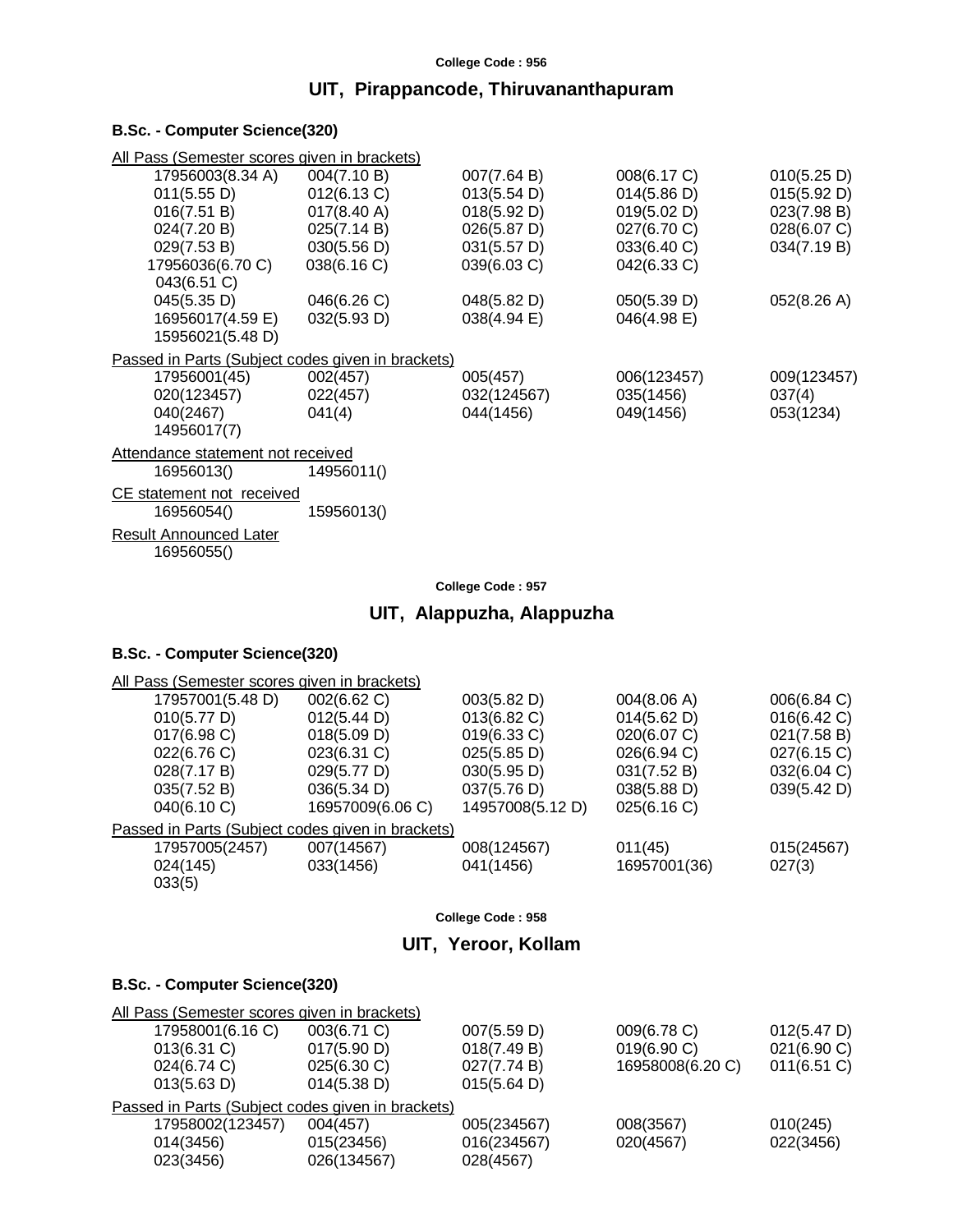College Code : 956

## UIT, Pirappancode, Thiruvananthapuram

### B.Sc. - Computer Science(320)

All Pass (Semester scores given in brackets)

| | | | | |
|---|---|---|---|---|
| 17956003(8.34 A) | 004(7.10 B) | 007(7.64 B) | 008(6.17 C) | 010(5.25 D) |
| 011(5.55 D) | 012(6.13 C) | 013(5.54 D) | 014(5.86 D) | 015(5.92 D) |
| 016(7.51 B) | 017(8.40 A) | 018(5.92 D) | 019(5.02 D) | 023(7.98 B) |
| 024(7.20 B) | 025(7.14 B) | 026(5.87 D) | 027(6.70 C) | 028(6.07 C) |
| 029(7.53 B) | 030(5.56 D) | 031(5.57 D) | 033(6.40 C) | 034(7.19 B) |
| 17956036(6.70 C) | 038(6.16 C) | 039(6.03 C) | 042(6.33 C) | |
| 043(6.51 C) | | | | |
| 045(5.35 D) | 046(6.26 C) | 048(5.82 D) | 050(5.39 D) | 052(8.26 A) |
| 16956017(4.59 E) | 032(5.93 D) | 038(4.94 E) | 046(4.98 E) | |
| 15956021(5.48 D) | | | | |

Passed in Parts (Subject codes given in brackets)

| | | | | |
|---|---|---|---|---|
| 17956001(45) | 002(457) | 005(457) | 006(123457) | 009(123457) |
| 020(123457) | 022(457) | 032(124567) | 035(1456) | 037(4) |
| 040(2467) | 041(4) | 044(1456) | 049(1456) | 053(1234) |
| 14956017(7) | | | | |

Attendance statement not received

16956013() 14956011()

CE statement not received

16956054() 15956013()

Result Announced Later

16956055()

College Code : 957

## UIT, Alappuzha, Alappuzha

### B.Sc. - Computer Science(320)

All Pass (Semester scores given in brackets)

| | | | | |
|---|---|---|---|---|
| 17957001(5.48 D) | 002(6.62 C) | 003(5.82 D) | 004(8.06 A) | 006(6.84 C) |
| 010(5.77 D) | 012(5.44 D) | 013(6.82 C) | 014(5.62 D) | 016(6.42 C) |
| 017(6.98 C) | 018(5.09 D) | 019(6.33 C) | 020(6.07 C) | 021(7.58 B) |
| 022(6.76 C) | 023(6.31 C) | 025(5.85 D) | 026(6.94 C) | 027(6.15 C) |
| 028(7.17 B) | 029(5.77 D) | 030(5.95 D) | 031(7.52 B) | 032(6.04 C) |
| 035(7.52 B) | 036(5.34 D) | 037(5.76 D) | 038(5.88 D) | 039(5.42 D) |
| 040(6.10 C) | 16957009(6.06 C) | 14957008(5.12 D) | 025(6.16 C) | |

Passed in Parts (Subject codes given in brackets)

| | | | | |
|---|---|---|---|---|
| 17957005(2457) | 007(14567) | 008(124567) | 011(45) | 015(24567) |
| 024(145) | 033(1456) | 041(1456) | 16957001(36) | 027(3) |
| 033(5) | | | | |

College Code : 958

## UIT, Yeroor, Kollam

### B.Sc. - Computer Science(320)

All Pass (Semester scores given in brackets)

| | | | | |
|---|---|---|---|---|
| 17958001(6.16 C) | 003(6.71 C) | 007(5.59 D) | 009(6.78 C) | 012(5.47 D) |
| 013(6.31 C) | 017(5.90 D) | 018(7.49 B) | 019(6.90 C) | 021(6.90 C) |
| 024(6.74 C) | 025(6.30 C) | 027(7.74 B) | 16958008(6.20 C) | 011(6.51 C) |
| 013(5.63 D) | 014(5.38 D) | 015(5.64 D) | | |

Passed in Parts (Subject codes given in brackets)

| | | | | |
|---|---|---|---|---|
| 17958002(123457) | 004(457) | 005(234567) | 008(3567) | 010(245) |
| 014(3456) | 015(23456) | 016(234567) | 020(4567) | 022(3456) |
| 023(3456) | 026(134567) | 028(4567) | | |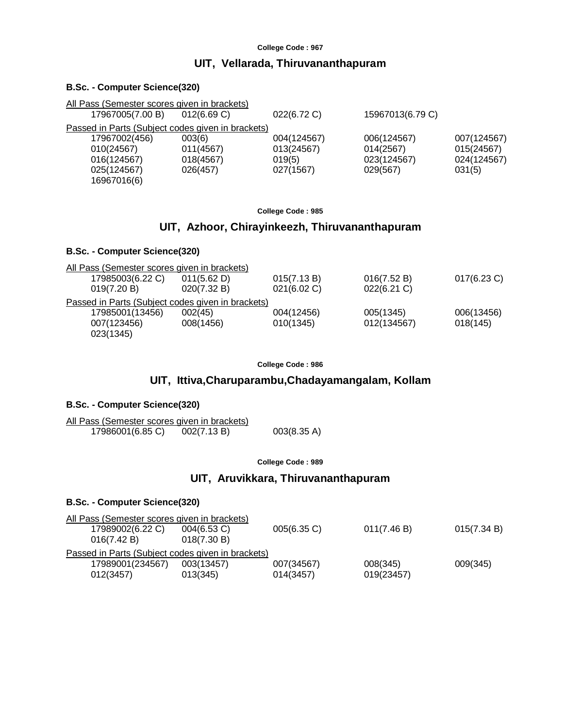College Code : 967

## UIT, Vellarada, Thiruvananthapuram

### B.Sc. - Computer Science(320)

All Pass (Semester scores given in brackets)

| | | | | |
|---|---|---|---|---|
| 17967005(7.00 B) | 012(6.69 C) | 022(6.72 C) | 15967013(6.79 C) | |

Passed in Parts (Subject codes given in brackets)

| | | | | |
|---|---|---|---|---|
| 17967002(456) | 003(6) | 004(124567) | 006(124567) | 007(124567) |
| 010(24567) | 011(4567) | 013(24567) | 014(2567) | 015(24567) |
| 016(124567) | 018(4567) | 019(5) | 023(124567) | 024(124567) |
| 025(124567) | 026(457) | 027(1567) | 029(567) | 031(5) |
| 16967016(6) | | | | |

College Code : 985

## UIT, Azhoor, Chirayinkeezh, Thiruvananthapuram

### B.Sc. - Computer Science(320)

All Pass (Semester scores given in brackets)

| | | | | |
|---|---|---|---|---|
| 17985003(6.22 C) | 011(5.62 D) | 015(7.13 B) | 016(7.52 B) | 017(6.23 C) |
| 019(7.20 B) | 020(7.32 B) | 021(6.02 C) | 022(6.21 C) | |

Passed in Parts (Subject codes given in brackets)

| | | | | |
|---|---|---|---|---|
| 17985001(13456) | 002(45) | 004(12456) | 005(1345) | 006(13456) |
| 007(123456) | 008(1456) | 010(1345) | 012(134567) | 018(145) |
| 023(1345) | | | | |

College Code : 986

## UIT, Ittiva,Charuparambu,Chadayamangalam, Kollam

### B.Sc. - Computer Science(320)

All Pass (Semester scores given in brackets)

| | | |
|---|---|---|
| 17986001(6.85 C) | 002(7.13 B) | 003(8.35 A) |

College Code : 989

## UIT, Aruvikkara, Thiruvananthapuram

### B.Sc. - Computer Science(320)

All Pass (Semester scores given in brackets)

| | | | | |
|---|---|---|---|---|
| 17989002(6.22 C) | 004(6.53 C) | 005(6.35 C) | 011(7.46 B) | 015(7.34 B) |
| 016(7.42 B) | 018(7.30 B) | | | |

Passed in Parts (Subject codes given in brackets)

| | | | | |
|---|---|---|---|---|
| 17989001(234567) | 003(13457) | 007(34567) | 008(345) | 009(345) |
| 012(3457) | 013(345) | 014(3457) | 019(23457) | |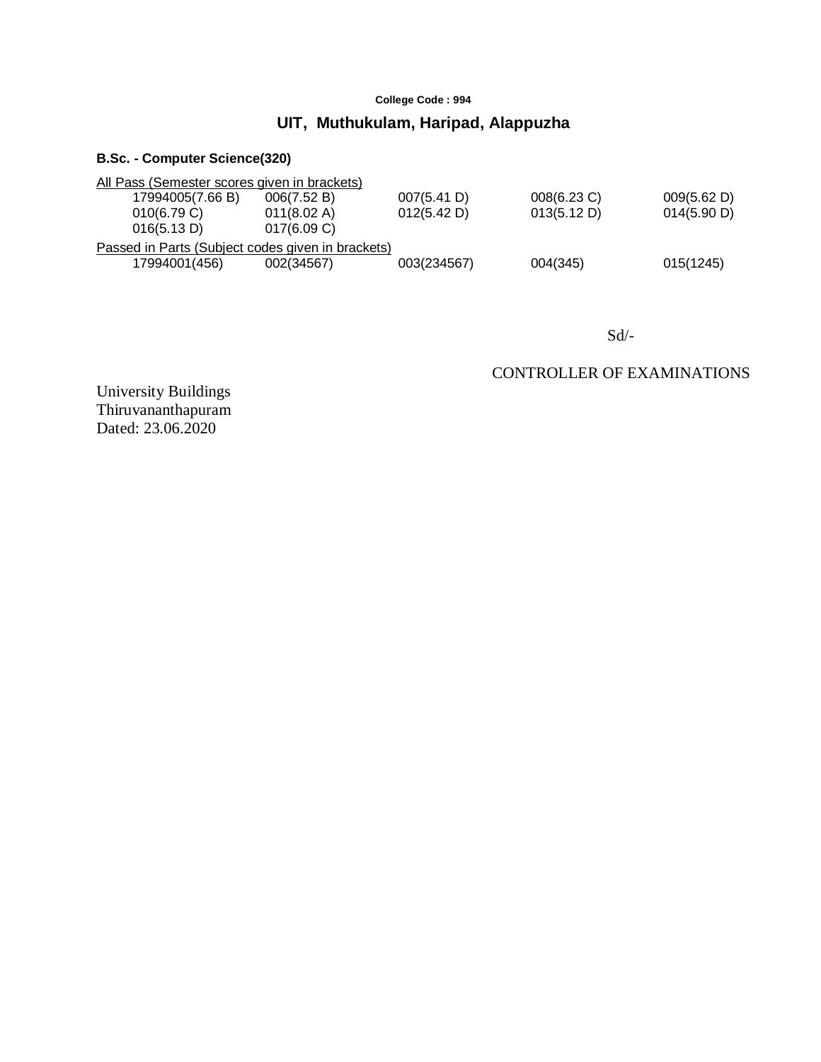**College Code : 994**

## UIT, Muthukulam, Haripad, Alappuzha

### B.Sc. - Computer Science(320)

All Pass (Semester scores given in brackets)

| | | | | |
|---|---|---|---|---|
| 17994005(7.66 B) | 006(7.52 B) | 007(5.41 D) | 008(6.23 C) | 009(5.62 D) |
| 010(6.79 C) | 011(8.02 A) | 012(5.42 D) | 013(5.12 D) | 014(5.90 D) |
| 016(5.13 D) | 017(6.09 C) | | | |

Passed in Parts (Subject codes given in brackets)

| | | | | |
|---|---|---|---|---|
| 17994001(456) | 002(34567) | 003(234567) | 004(345) | 015(1245) |

Sd/-

CONTROLLER OF EXAMINATIONS

University Buildings
Thiruvananthapuram
Dated: 23.06.2020